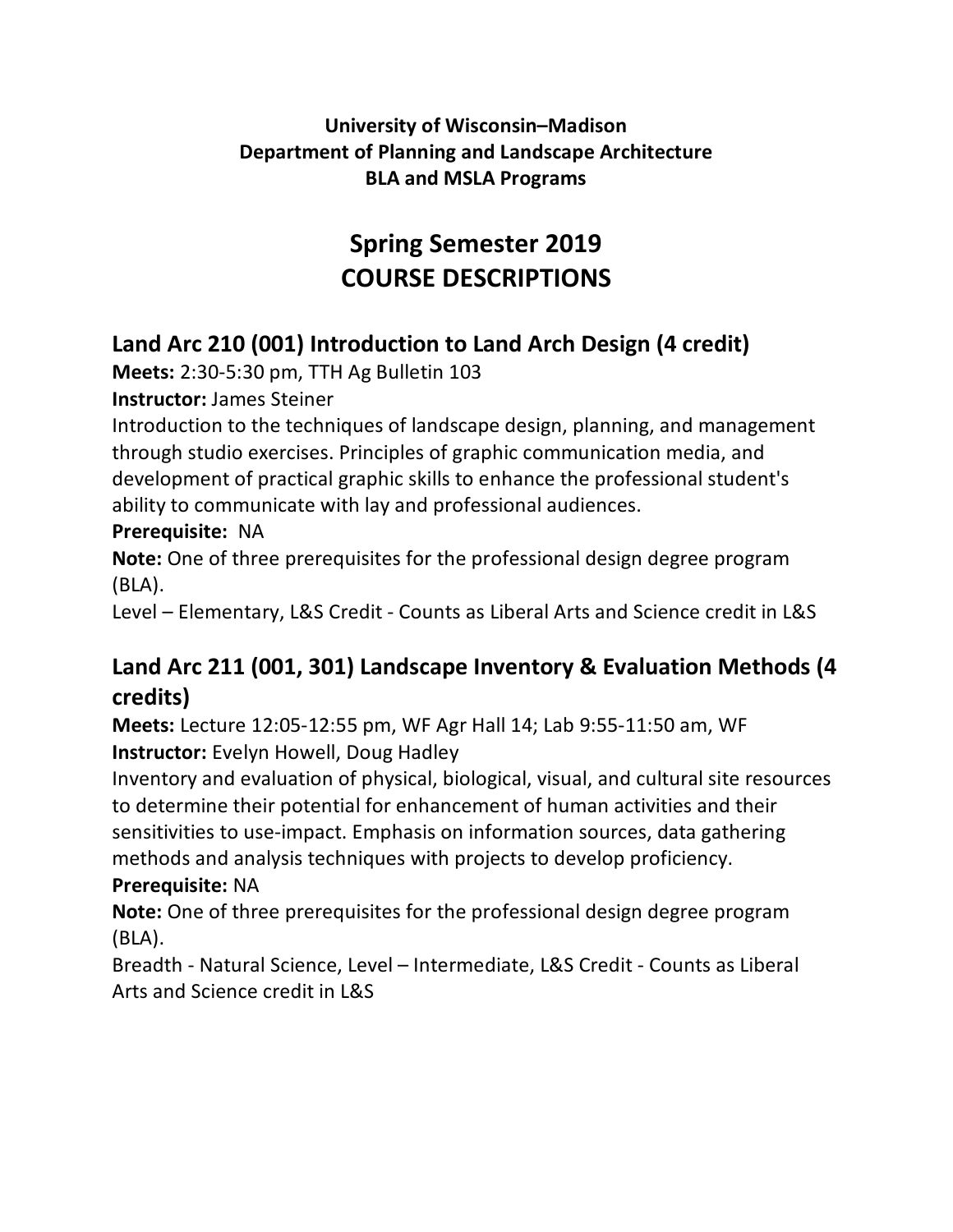**University of Wisconsin–Madison**
**Department of Planning and Landscape Architecture**
**BLA and MSLA Programs**

# Spring Semester 2019
# COURSE DESCRIPTIONS

## Land Arc 210 (001) Introduction to Land Arch Design (4 credit)

**Meets:** 2:30-5:30 pm, TTH Ag Bulletin 103
**Instructor:** James Steiner
Introduction to the techniques of landscape design, planning, and management through studio exercises. Principles of graphic communication media, and development of practical graphic skills to enhance the professional student's ability to communicate with lay and professional audiences.
**Prerequisite:** NA
**Note:** One of three prerequisites for the professional design degree program (BLA).
Level – Elementary, L&S Credit - Counts as Liberal Arts and Science credit in L&S

## Land Arc 211 (001, 301) Landscape Inventory & Evaluation Methods (4 credits)

**Meets:** Lecture 12:05-12:55 pm, WF Agr Hall 14; Lab 9:55-11:50 am, WF
**Instructor:** Evelyn Howell, Doug Hadley
Inventory and evaluation of physical, biological, visual, and cultural site resources to determine their potential for enhancement of human activities and their sensitivities to use-impact. Emphasis on information sources, data gathering methods and analysis techniques with projects to develop proficiency.
**Prerequisite:** NA
**Note:** One of three prerequisites for the professional design degree program (BLA).
Breadth - Natural Science, Level – Intermediate, L&S Credit - Counts as Liberal Arts and Science credit in L&S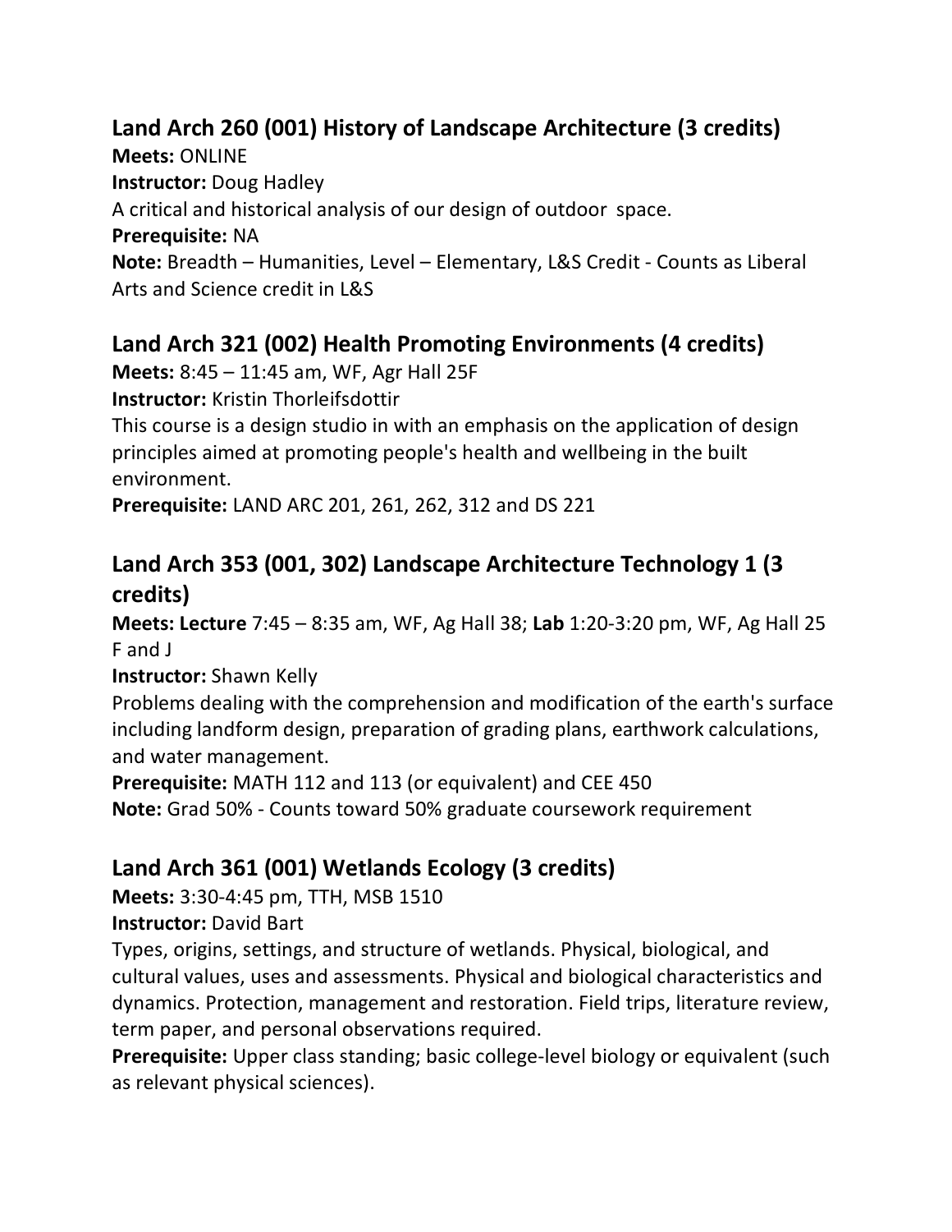## Land Arch 260 (001) History of Landscape Architecture (3 credits)

**Meets:** ONLINE
**Instructor:** Doug Hadley
A critical and historical analysis of our design of outdoor space.
**Prerequisite:** NA
**Note:** Breadth – Humanities, Level – Elementary, L&S Credit - Counts as Liberal Arts and Science credit in L&S

## Land Arch 321 (002) Health Promoting Environments (4 credits)

**Meets:** 8:45 – 11:45 am, WF, Agr Hall 25F
**Instructor:** Kristin Thorleifsdottir
This course is a design studio in with an emphasis on the application of design principles aimed at promoting people's health and wellbeing in the built environment.
**Prerequisite:** LAND ARC 201, 261, 262, 312 and DS 221

## Land Arch 353 (001, 302) Landscape Architecture Technology 1 (3 credits)

**Meets: Lecture** 7:45 – 8:35 am, WF, Ag Hall 38; **Lab** 1:20-3:20 pm, WF, Ag Hall 25 F and J
**Instructor:** Shawn Kelly
Problems dealing with the comprehension and modification of the earth's surface including landform design, preparation of grading plans, earthwork calculations, and water management.
**Prerequisite:** MATH 112 and 113 (or equivalent) and CEE 450
**Note:** Grad 50% - Counts toward 50% graduate coursework requirement

## Land Arch 361 (001) Wetlands Ecology (3 credits)

**Meets:** 3:30-4:45 pm, TTH, MSB 1510
**Instructor:** David Bart
Types, origins, settings, and structure of wetlands. Physical, biological, and cultural values, uses and assessments. Physical and biological characteristics and dynamics. Protection, management and restoration. Field trips, literature review, term paper, and personal observations required.
**Prerequisite:** Upper class standing; basic college-level biology or equivalent (such as relevant physical sciences).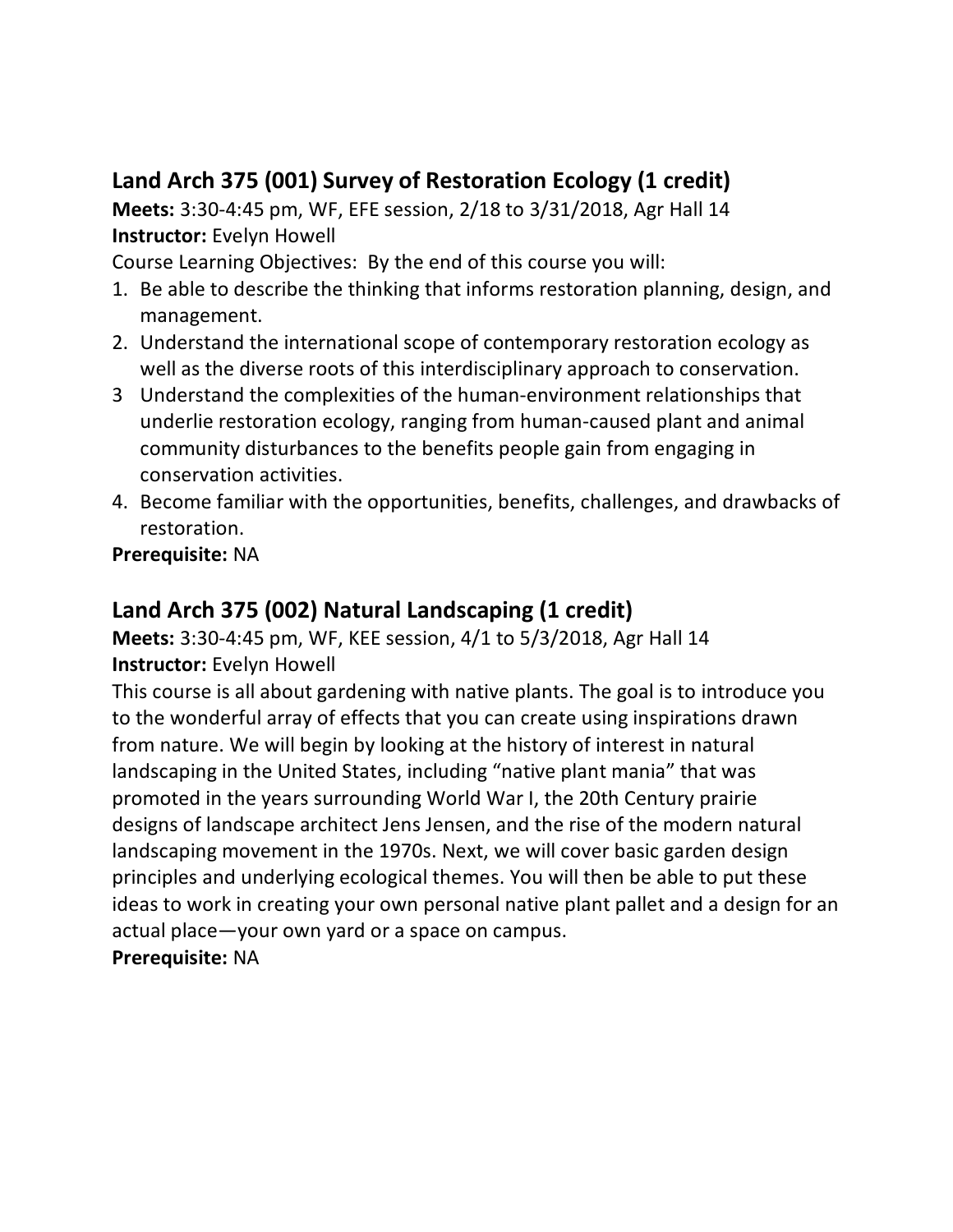## Land Arch 375 (001) Survey of Restoration Ecology (1 credit)

**Meets:** 3:30-4:45 pm, WF, EFE session, 2/18 to 3/31/2018, Agr Hall 14
**Instructor:** Evelyn Howell

Course Learning Objectives: By the end of this course you will:

1. Be able to describe the thinking that informs restoration planning, design, and management.
2. Understand the international scope of contemporary restoration ecology as well as the diverse roots of this interdisciplinary approach to conservation.
3. Understand the complexities of the human-environment relationships that underlie restoration ecology, ranging from human-caused plant and animal community disturbances to the benefits people gain from engaging in conservation activities.
4. Become familiar with the opportunities, benefits, challenges, and drawbacks of restoration.

**Prerequisite:** NA

## Land Arch 375 (002) Natural Landscaping (1 credit)

**Meets:** 3:30-4:45 pm, WF, KEE session, 4/1 to 5/3/2018, Agr Hall 14
**Instructor:** Evelyn Howell

This course is all about gardening with native plants. The goal is to introduce you to the wonderful array of effects that you can create using inspirations drawn from nature. We will begin by looking at the history of interest in natural landscaping in the United States, including "native plant mania" that was promoted in the years surrounding World War I, the 20th Century prairie designs of landscape architect Jens Jensen, and the rise of the modern natural landscaping movement in the 1970s. Next, we will cover basic garden design principles and underlying ecological themes. You will then be able to put these ideas to work in creating your own personal native plant pallet and a design for an actual place—your own yard or a space on campus.

**Prerequisite:** NA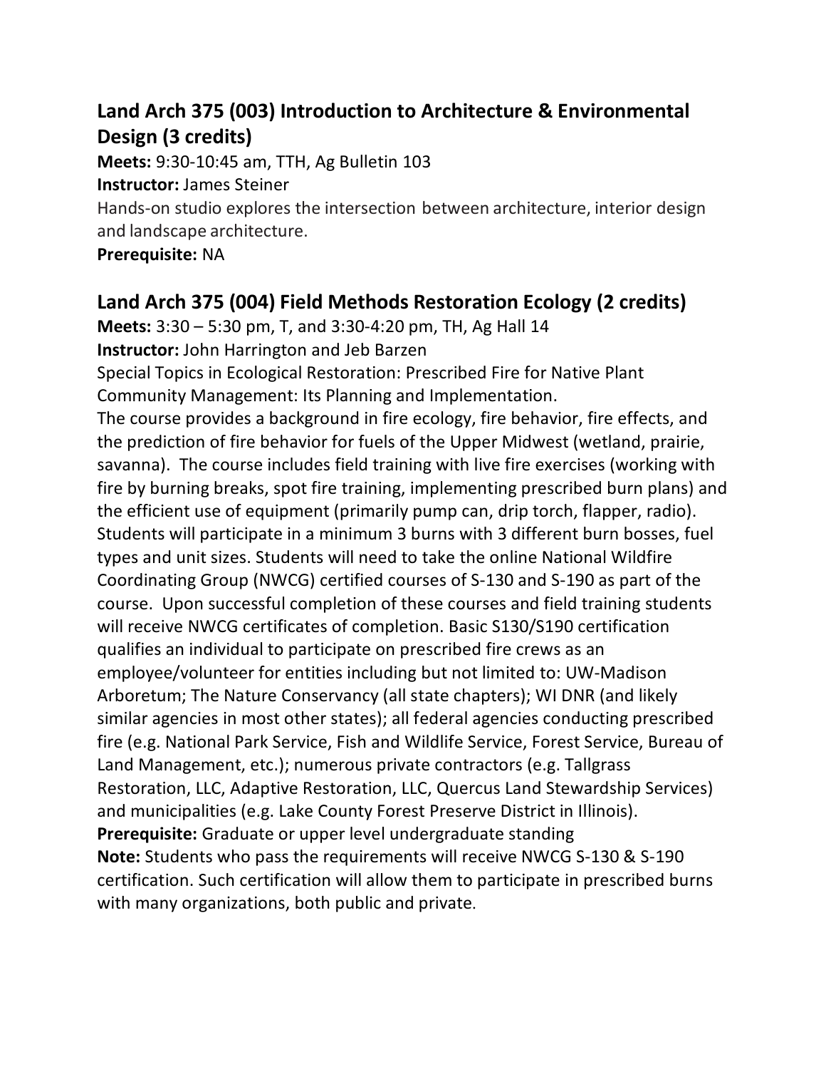## Land Arch 375 (003) Introduction to Architecture & Environmental Design (3 credits)

**Meets:** 9:30-10:45 am, TTH, Ag Bulletin 103

**Instructor:** James Steiner

Hands-on studio explores the intersection between architecture, interior design and landscape architecture.

**Prerequisite:** NA

## Land Arch 375 (004) Field Methods Restoration Ecology (2 credits)

**Meets:** 3:30 – 5:30 pm, T, and 3:30-4:20 pm, TH, Ag Hall 14

**Instructor:** John Harrington and Jeb Barzen

Special Topics in Ecological Restoration: Prescribed Fire for Native Plant Community Management: Its Planning and Implementation.

The course provides a background in fire ecology, fire behavior, fire effects, and the prediction of fire behavior for fuels of the Upper Midwest (wetland, prairie, savanna). The course includes field training with live fire exercises (working with fire by burning breaks, spot fire training, implementing prescribed burn plans) and the efficient use of equipment (primarily pump can, drip torch, flapper, radio). Students will participate in a minimum 3 burns with 3 different burn bosses, fuel types and unit sizes. Students will need to take the online National Wildfire Coordinating Group (NWCG) certified courses of S-130 and S-190 as part of the course. Upon successful completion of these courses and field training students will receive NWCG certificates of completion. Basic S130/S190 certification qualifies an individual to participate on prescribed fire crews as an employee/volunteer for entities including but not limited to: UW-Madison Arboretum; The Nature Conservancy (all state chapters); WI DNR (and likely similar agencies in most other states); all federal agencies conducting prescribed fire (e.g. National Park Service, Fish and Wildlife Service, Forest Service, Bureau of Land Management, etc.); numerous private contractors (e.g. Tallgrass Restoration, LLC, Adaptive Restoration, LLC, Quercus Land Stewardship Services) and municipalities (e.g. Lake County Forest Preserve District in Illinois).

**Prerequisite:** Graduate or upper level undergraduate standing

**Note:** Students who pass the requirements will receive NWCG S-130 & S-190 certification. Such certification will allow them to participate in prescribed burns with many organizations, both public and private.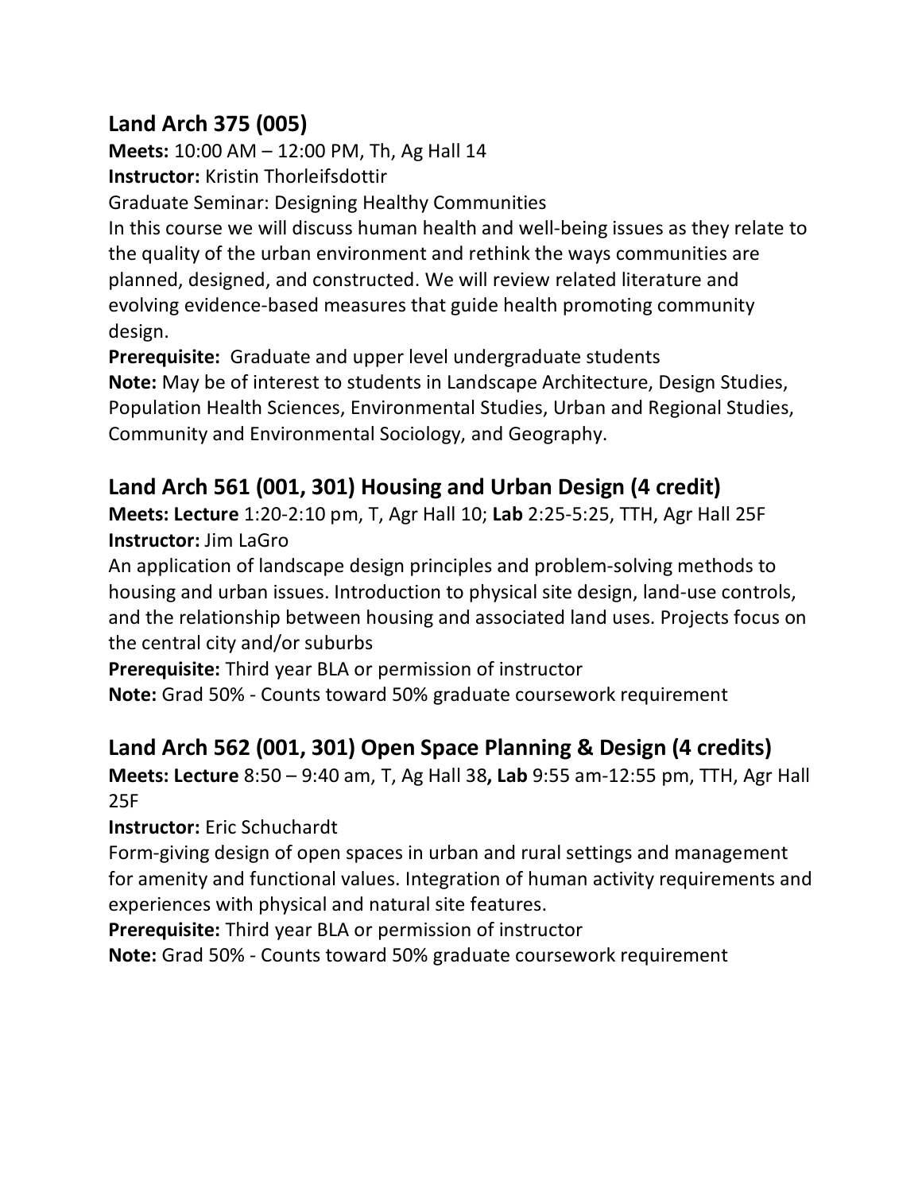## Land Arch 375 (005)

**Meets:** 10:00 AM – 12:00 PM, Th, Ag Hall 14
**Instructor:** Kristin Thorleifsdottir
Graduate Seminar: Designing Healthy Communities
In this course we will discuss human health and well-being issues as they relate to the quality of the urban environment and rethink the ways communities are planned, designed, and constructed. We will review related literature and evolving evidence-based measures that guide health promoting community design.
**Prerequisite:** Graduate and upper level undergraduate students
**Note:** May be of interest to students in Landscape Architecture, Design Studies, Population Health Sciences, Environmental Studies, Urban and Regional Studies, Community and Environmental Sociology, and Geography.

## Land Arch 561 (001, 301) Housing and Urban Design (4 credit)

**Meets: Lecture** 1:20-2:10 pm, T, Agr Hall 10; **Lab** 2:25-5:25, TTH, Agr Hall 25F
**Instructor:** Jim LaGro
An application of landscape design principles and problem-solving methods to housing and urban issues. Introduction to physical site design, land-use controls, and the relationship between housing and associated land uses. Projects focus on the central city and/or suburbs
**Prerequisite:** Third year BLA or permission of instructor
**Note:** Grad 50% - Counts toward 50% graduate coursework requirement

## Land Arch 562 (001, 301) Open Space Planning & Design (4 credits)

**Meets: Lecture** 8:50 – 9:40 am, T, Ag Hall 38**, Lab** 9:55 am-12:55 pm, TTH, Agr Hall 25F
**Instructor:** Eric Schuchardt
Form-giving design of open spaces in urban and rural settings and management for amenity and functional values. Integration of human activity requirements and experiences with physical and natural site features.
**Prerequisite:** Third year BLA or permission of instructor
**Note:** Grad 50% - Counts toward 50% graduate coursework requirement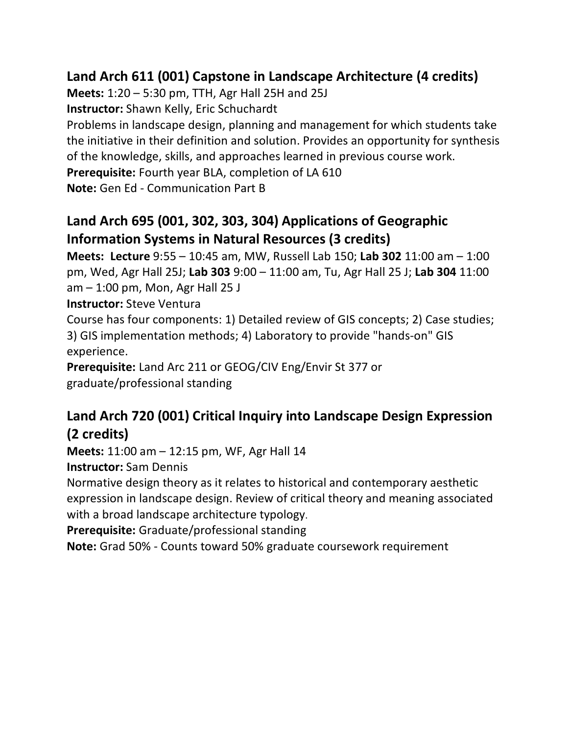## Land Arch 611 (001) Capstone in Landscape Architecture (4 credits)

**Meets:** 1:20 – 5:30 pm, TTH, Agr Hall 25H and 25J

**Instructor:** Shawn Kelly, Eric Schuchardt

Problems in landscape design, planning and management for which students take the initiative in their definition and solution. Provides an opportunity for synthesis of the knowledge, skills, and approaches learned in previous course work.

**Prerequisite:** Fourth year BLA, completion of LA 610

**Note:** Gen Ed - Communication Part B

## Land Arch 695 (001, 302, 303, 304) Applications of Geographic Information Systems in Natural Resources (3 credits)

**Meets:** **Lecture** 9:55 – 10:45 am, MW, Russell Lab 150; **Lab 302** 11:00 am – 1:00 pm, Wed, Agr Hall 25J; **Lab 303** 9:00 – 11:00 am, Tu, Agr Hall 25 J; **Lab 304** 11:00 am – 1:00 pm, Mon, Agr Hall 25 J

**Instructor:** Steve Ventura

Course has four components: 1) Detailed review of GIS concepts; 2) Case studies; 3) GIS implementation methods; 4) Laboratory to provide "hands-on" GIS experience.

**Prerequisite:** Land Arc 211 or GEOG/CIV Eng/Envir St 377 or graduate/professional standing

## Land Arch 720 (001) Critical Inquiry into Landscape Design Expression (2 credits)

**Meets:** 11:00 am – 12:15 pm, WF, Agr Hall 14

**Instructor:** Sam Dennis

Normative design theory as it relates to historical and contemporary aesthetic expression in landscape design. Review of critical theory and meaning associated with a broad landscape architecture typology.

**Prerequisite:** Graduate/professional standing

**Note:** Grad 50% - Counts toward 50% graduate coursework requirement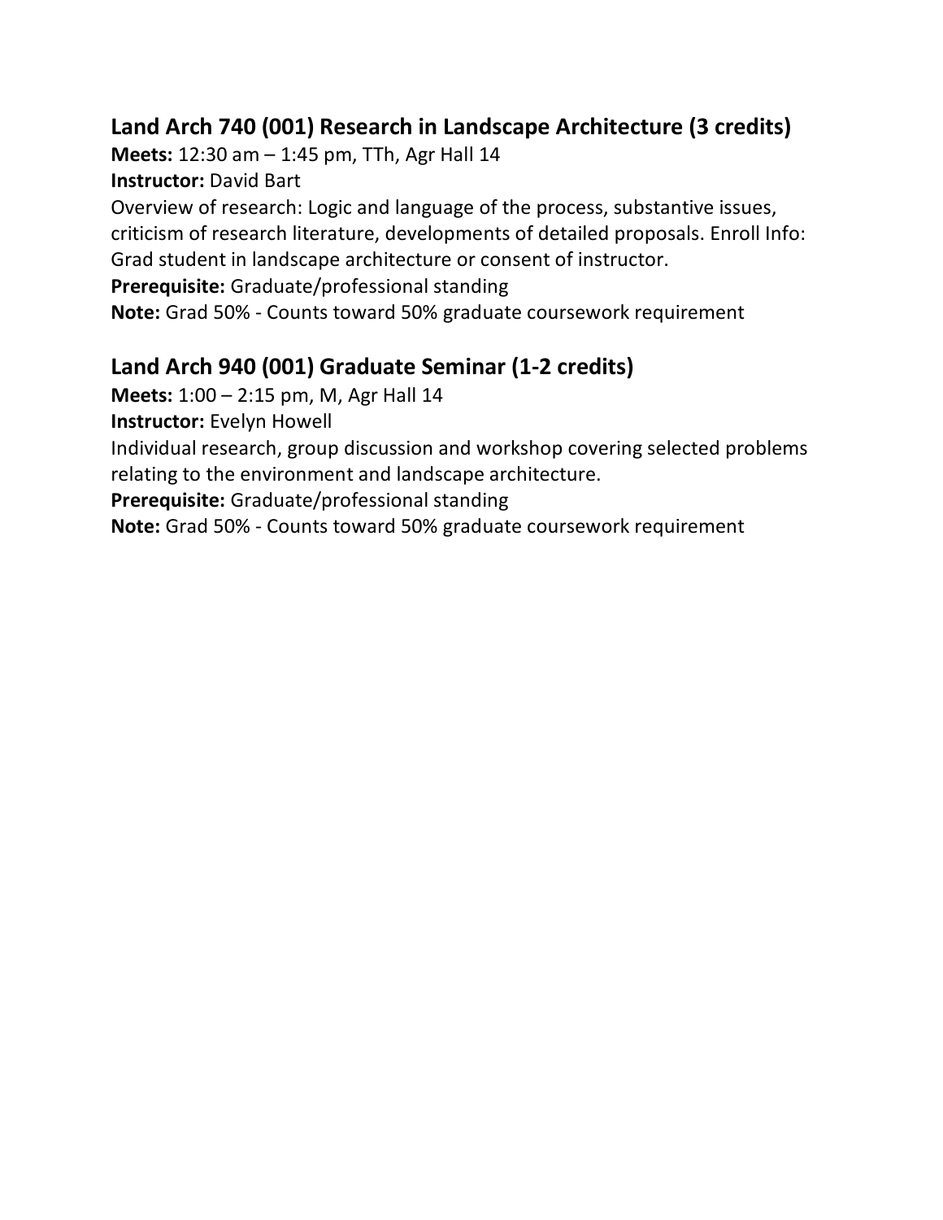## Land Arch 740 (001) Research in Landscape Architecture (3 credits)

**Meets:** 12:30 am – 1:45 pm, TTh, Agr Hall 14
**Instructor:** David Bart
Overview of research: Logic and language of the process, substantive issues, criticism of research literature, developments of detailed proposals. Enroll Info: Grad student in landscape architecture or consent of instructor.
**Prerequisite:** Graduate/professional standing
**Note:** Grad 50% - Counts toward 50% graduate coursework requirement

## Land Arch 940 (001) Graduate Seminar (1-2 credits)

**Meets:** 1:00 – 2:15 pm, M, Agr Hall 14
**Instructor:** Evelyn Howell
Individual research, group discussion and workshop covering selected problems relating to the environment and landscape architecture.
**Prerequisite:** Graduate/professional standing
**Note:** Grad 50% - Counts toward 50% graduate coursework requirement